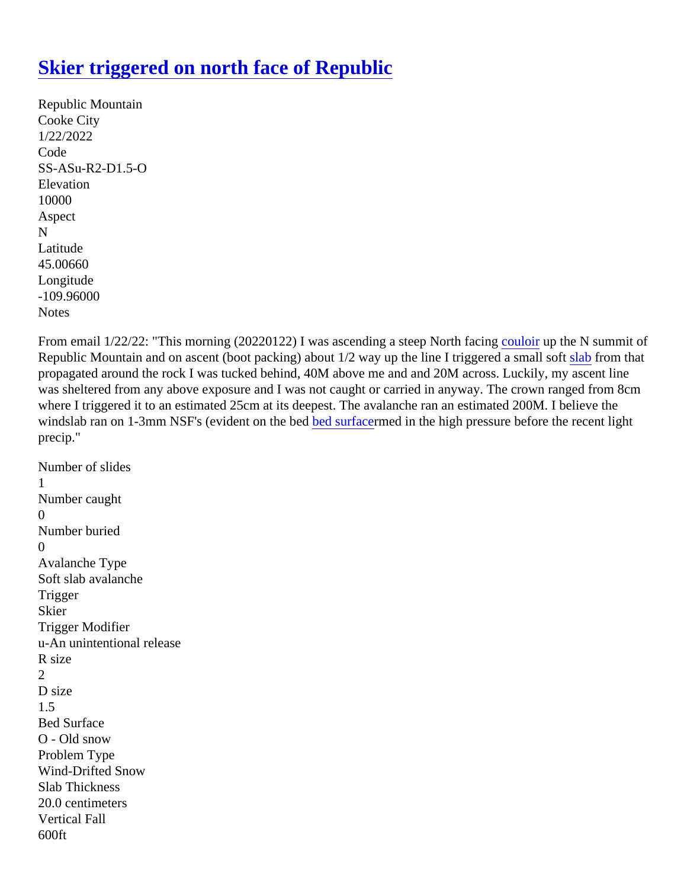# Skier triggered on north face of Republic

Republic Mountain
Cooke City
1/22/2022
Code
SS-ASu-R2-D1.5-O
Elevation
10000
Aspect
N
Latitude
45.00660
Longitude
-109.96000
Notes

From email 1/22/22: "This morning (20220122) I was ascending a steep North facing couloir up the N summit of Republic Mountain and on ascent (boot packing) about 1/2 way up the line I triggered a small soft slab from that propagated around the rock I was tucked behind, 40M above me and and 20M across. Luckily, my ascent line was sheltered from any above exposure and I was not caught or carried in anyway. The crown ranged from 8cm where I triggered it to an estimated 25cm at its deepest. The avalanche ran an estimated 200M. I believe the windslab ran on 1-3mm NSF's (evident on the bed bed surfacermed in the high pressure before the recent light precip."

Number of slides
1
Number caught
0
Number buried
0
Avalanche Type
Soft slab avalanche
Trigger
Skier
Trigger Modifier
u-An unintentional release
R size
2
D size
1.5
Bed Surface
O - Old snow
Problem Type
Wind-Drifted Snow
Slab Thickness
20.0 centimeters
Vertical Fall
600ft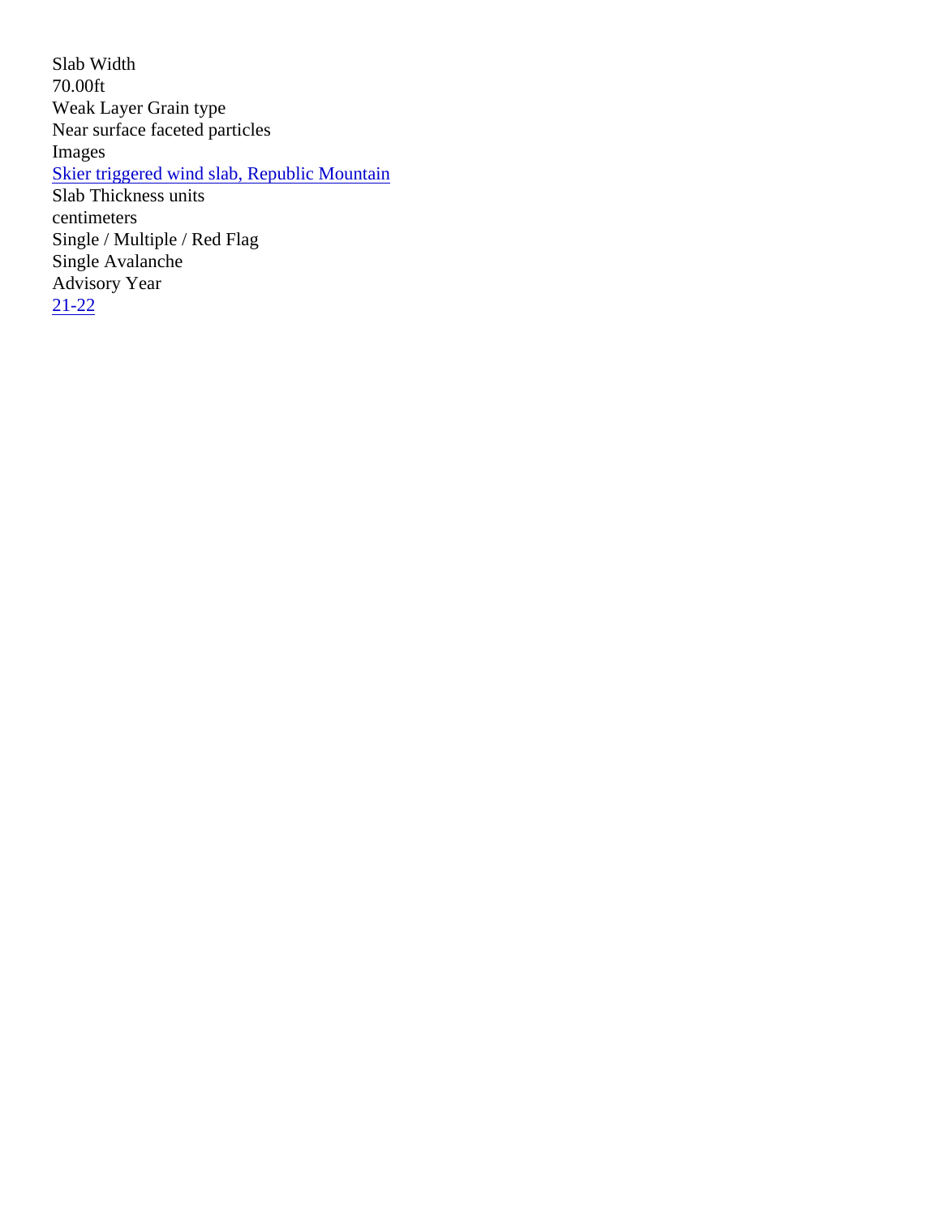Slab Width
70.00ft
Weak Layer Grain type
Near surface faceted particles
Images
[Skier triggered wind slab, Republic Mountain]
Slab Thickness units
centimeters
Single / Multiple / Red Flag
Single Avalanche
Advisory Year
[21-22]